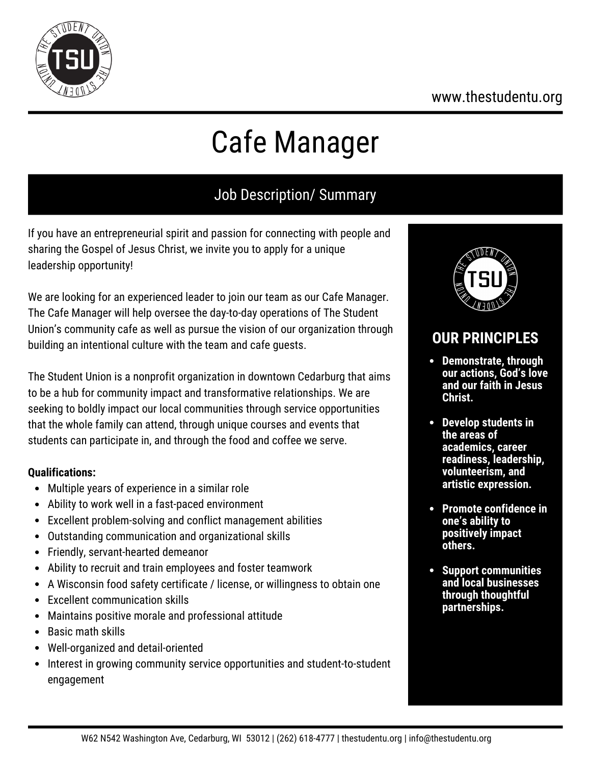www.thestudentu.org

# Cafe Manager

## Job Description/ Summary

If you have an entrepreneurial spirit and passion for connecting with people and sharing the Gospel of Jesus Christ, we invite you to apply for a unique leadership opportunity!

We are looking for an experienced leader to join our team as our Cafe Manager. The Cafe Manager will help oversee the day-to-day operations of The Student Union's community cafe as well as pursue the vision of our organization through building an intentional culture with the team and cafe guests.

The Student Union is a nonprofit organization in downtown Cedarburg that aims to be a hub for community impact and transformative relationships. We are seeking to boldly impact our local communities through service opportunities that the whole family can attend, through unique courses and events that students can participate in, and through the food and coffee we serve.

**Qualifications:**

- Multiple years of experience in a similar role
- Ability to work well in a fast-paced environment
- Excellent problem-solving and conflict management abilities
- Outstanding communication and organizational skills
- Friendly, servant-hearted demeanor
- Ability to recruit and train employees and foster teamwork
- A Wisconsin food safety certificate / license, or willingness to obtain one
- Excellent communication skills
- Maintains positive morale and professional attitude
- Basic math skills
- Well-organized and detail-oriented
- Interest in growing community service opportunities and student-to-student engagement

### OUR PRINCIPLES

- **Demonstrate, through our actions, God's love and our faith in Jesus Christ.**
- **Develop students in the areas of academics, career readiness, leadership, volunteerism, and artistic expression.**
- **Promote confidence in one's ability to positively impact others.**
- **Support communities and local businesses through thoughtful partnerships.**

W62 N542 Washington Ave, Cedarburg, WI 53012 | (262) 618-4777 | thestudentu.org | info@thestudentu.org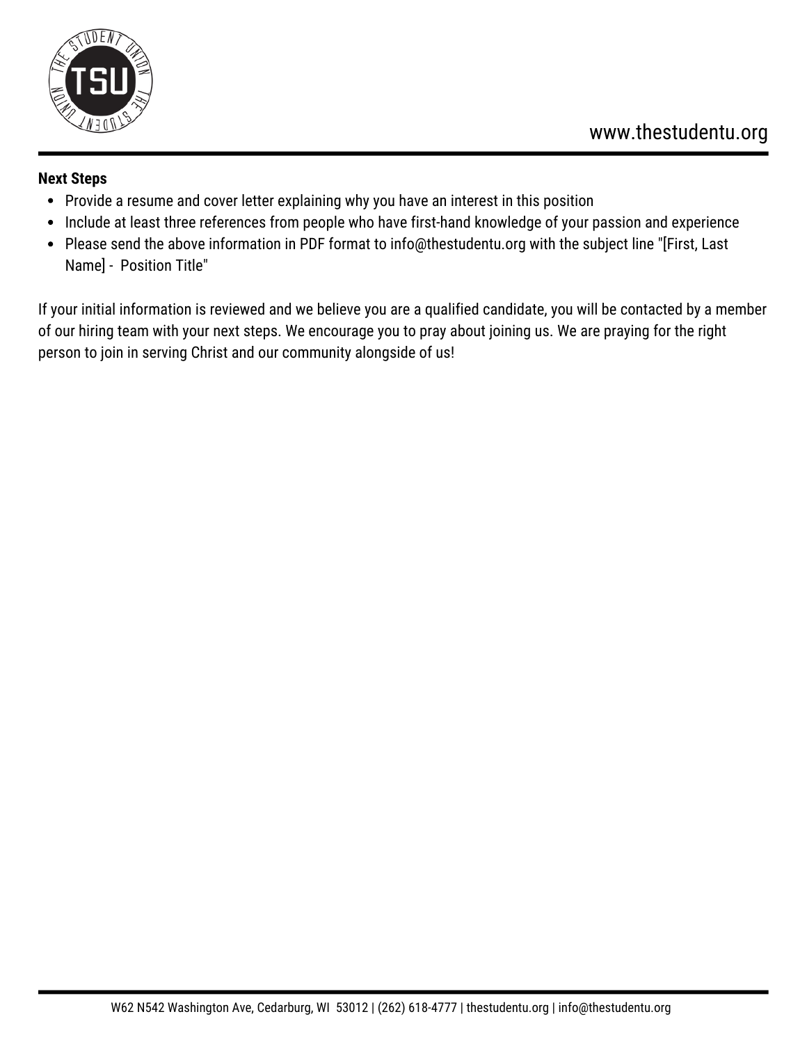**Next Steps**

- Provide a resume and cover letter explaining why you have an interest in this position
- Include at least three references from people who have first-hand knowledge of your passion and experience
- Please send the above information in PDF format to info@thestudentu.org with the subject line "[First, Last Name] -  Position Title"

If your initial information is reviewed and we believe you are a qualified candidate, you will be contacted by a member of our hiring team with your next steps. We encourage you to pray about joining us. We are praying for the right person to join in serving Christ and our community alongside of us!